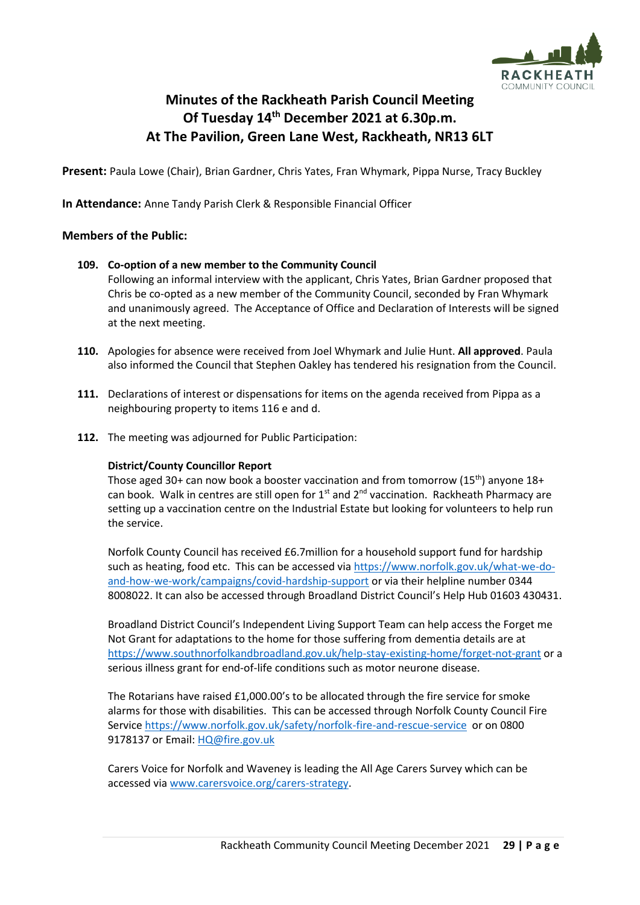# Minutes of the Rackheath Parish Council Meeting Of Tuesday 14th December 2021 at 6.30p.m. At The Pavilion, Green Lane West, Rackheath, NR13 6LT

**Present:** Paula Lowe (Chair), Brian Gardner, Chris Yates, Fran Whymark, Pippa Nurse, Tracy Buckley

**In Attendance:** Anne Tandy Parish Clerk & Responsible Financial Officer

**Members of the Public:**

**109. Co-option of a new member to the Community Council**
Following an informal interview with the applicant, Chris Yates, Brian Gardner proposed that Chris be co-opted as a new member of the Community Council, seconded by Fran Whymark and unanimously agreed. The Acceptance of Office and Declaration of Interests will be signed at the next meeting.

**110.** Apologies for absence were received from Joel Whymark and Julie Hunt. **All approved**. Paula also informed the Council that Stephen Oakley has tendered his resignation from the Council.

**111.** Declarations of interest or dispensations for items on the agenda received from Pippa as a neighbouring property to items 116 e and d.

**112.** The meeting was adjourned for Public Participation:

**District/County Councillor Report**
Those aged 30+ can now book a booster vaccination and from tomorrow (15th) anyone 18+ can book. Walk in centres are still open for 1st and 2nd vaccination. Rackheath Pharmacy are setting up a vaccination centre on the Industrial Estate but looking for volunteers to help run the service.

Norfolk County Council has received £6.7million for a household support fund for hardship such as heating, food etc. This can be accessed via https://www.norfolk.gov.uk/what-we-do-and-how-we-work/campaigns/covid-hardship-support or via their helpline number 0344 8008022. It can also be accessed through Broadland District Council's Help Hub 01603 430431.

Broadland District Council's Independent Living Support Team can help access the Forget me Not Grant for adaptations to the home for those suffering from dementia details are at https://www.southnorfolkandbroadland.gov.uk/help-stay-existing-home/forget-not-grant or a serious illness grant for end-of-life conditions such as motor neurone disease.

The Rotarians have raised £1,000.00's to be allocated through the fire service for smoke alarms for those with disabilities. This can be accessed through Norfolk County Council Fire Service https://www.norfolk.gov.uk/safety/norfolk-fire-and-rescue-service or on 0800 9178137 or Email: HQ@fire.gov.uk

Carers Voice for Norfolk and Waveney is leading the All Age Carers Survey which can be accessed via www.carersvoice.org/carers-strategy.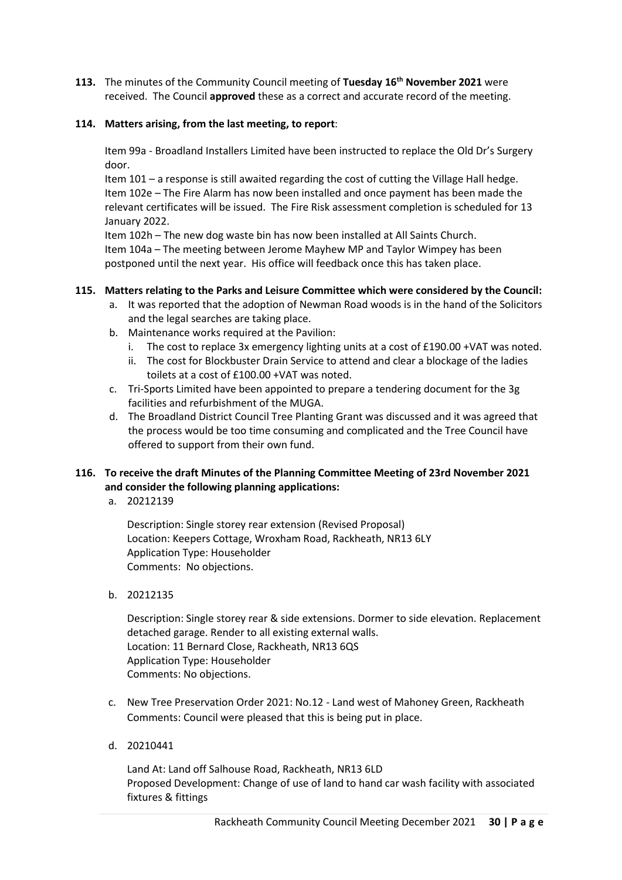**113.** The minutes of the Community Council meeting of **Tuesday 16th November 2021** were received. The Council **approved** these as a correct and accurate record of the meeting.

**114. Matters arising, from the last meeting, to report**:

Item 99a - Broadland Installers Limited have been instructed to replace the Old Dr's Surgery door.
Item 101 – a response is still awaited regarding the cost of cutting the Village Hall hedge.
Item 102e – The Fire Alarm has now been installed and once payment has been made the relevant certificates will be issued. The Fire Risk assessment completion is scheduled for 13 January 2022.
Item 102h – The new dog waste bin has now been installed at All Saints Church.
Item 104a – The meeting between Jerome Mayhew MP and Taylor Wimpey has been postponed until the next year. His office will feedback once this has taken place.

**115. Matters relating to the Parks and Leisure Committee which were considered by the Council:**

a. It was reported that the adoption of Newman Road woods is in the hand of the Solicitors and the legal searches are taking place.
b. Maintenance works required at the Pavilion:
   i. The cost to replace 3x emergency lighting units at a cost of £190.00 +VAT was noted.
   ii. The cost for Blockbuster Drain Service to attend and clear a blockage of the ladies toilets at a cost of £100.00 +VAT was noted.
c. Tri-Sports Limited have been appointed to prepare a tendering document for the 3g facilities and refurbishment of the MUGA.
d. The Broadland District Council Tree Planting Grant was discussed and it was agreed that the process would be too time consuming and complicated and the Tree Council have offered to support from their own fund.

**116. To receive the draft Minutes of the Planning Committee Meeting of 23rd November 2021 and consider the following planning applications:**

a. 20212139

   Description: Single storey rear extension (Revised Proposal)
   Location: Keepers Cottage, Wroxham Road, Rackheath, NR13 6LY
   Application Type: Householder
   Comments: No objections.

b. 20212135

   Description: Single storey rear & side extensions. Dormer to side elevation. Replacement detached garage. Render to all existing external walls.
   Location: 11 Bernard Close, Rackheath, NR13 6QS
   Application Type: Householder
   Comments: No objections.

c. New Tree Preservation Order 2021: No.12 - Land west of Mahoney Green, Rackheath
   Comments: Council were pleased that this is being put in place.

d. 20210441

   Land At: Land off Salhouse Road, Rackheath, NR13 6LD
   Proposed Development: Change of use of land to hand car wash facility with associated fixtures & fittings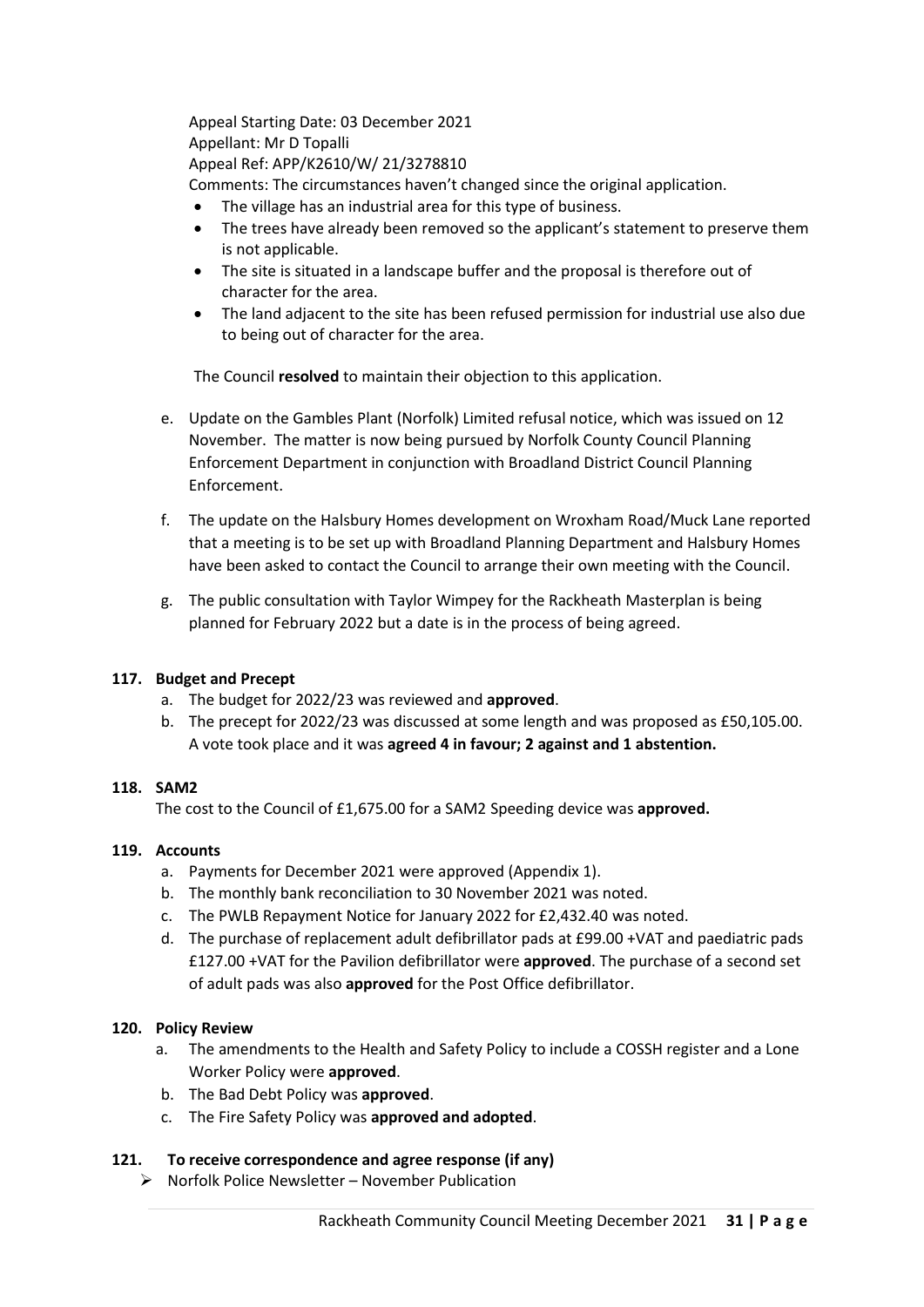Appeal Starting Date: 03 December 2021
Appellant: Mr D Topalli
Appeal Ref: APP/K2610/W/ 21/3278810
Comments: The circumstances haven't changed since the original application.

- The village has an industrial area for this type of business.
- The trees have already been removed so the applicant's statement to preserve them is not applicable.
- The site is situated in a landscape buffer and the proposal is therefore out of character for the area.
- The land adjacent to the site has been refused permission for industrial use also due to being out of character for the area.

The Council **resolved** to maintain their objection to this application.

e. Update on the Gambles Plant (Norfolk) Limited refusal notice, which was issued on 12 November. The matter is now being pursued by Norfolk County Council Planning Enforcement Department in conjunction with Broadland District Council Planning Enforcement.

f. The update on the Halsbury Homes development on Wroxham Road/Muck Lane reported that a meeting is to be set up with Broadland Planning Department and Halsbury Homes have been asked to contact the Council to arrange their own meeting with the Council.

g. The public consultation with Taylor Wimpey for the Rackheath Masterplan is being planned for February 2022 but a date is in the process of being agreed.

**117. Budget and Precept**

a. The budget for 2022/23 was reviewed and **approved**.
b. The precept for 2022/23 was discussed at some length and was proposed as £50,105.00. A vote took place and it was **agreed 4 in favour; 2 against and 1 abstention.**

**118. SAM2**

The cost to the Council of £1,675.00 for a SAM2 Speeding device was **approved.**

**119. Accounts**

a. Payments for December 2021 were approved (Appendix 1).
b. The monthly bank reconciliation to 30 November 2021 was noted.
c. The PWLB Repayment Notice for January 2022 for £2,432.40 was noted.
d. The purchase of replacement adult defibrillator pads at £99.00 +VAT and paediatric pads £127.00 +VAT for the Pavilion defibrillator were **approved**. The purchase of a second set of adult pads was also **approved** for the Post Office defibrillator.

**120. Policy Review**

a. The amendments to the Health and Safety Policy to include a COSSH register and a Lone Worker Policy were **approved**.
b. The Bad Debt Policy was **approved**.
c. The Fire Safety Policy was **approved and adopted**.

**121. To receive correspondence and agree response (if any)**

- Norfolk Police Newsletter – November Publication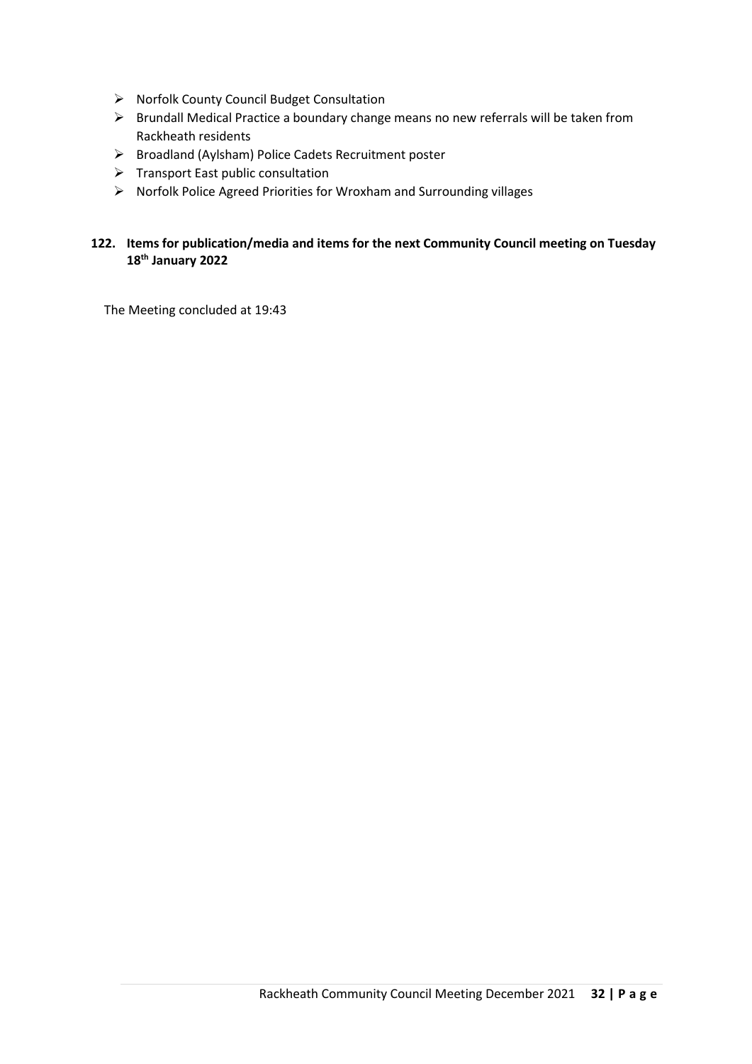- Norfolk County Council Budget Consultation
- Brundall Medical Practice a boundary change means no new referrals will be taken from Rackheath residents
- Broadland (Aylsham) Police Cadets Recruitment poster
- Transport East public consultation
- Norfolk Police Agreed Priorities for Wroxham and Surrounding villages

**122. Items for publication/media and items for the next Community Council meeting on Tuesday 18th January 2022**

The Meeting concluded at 19:43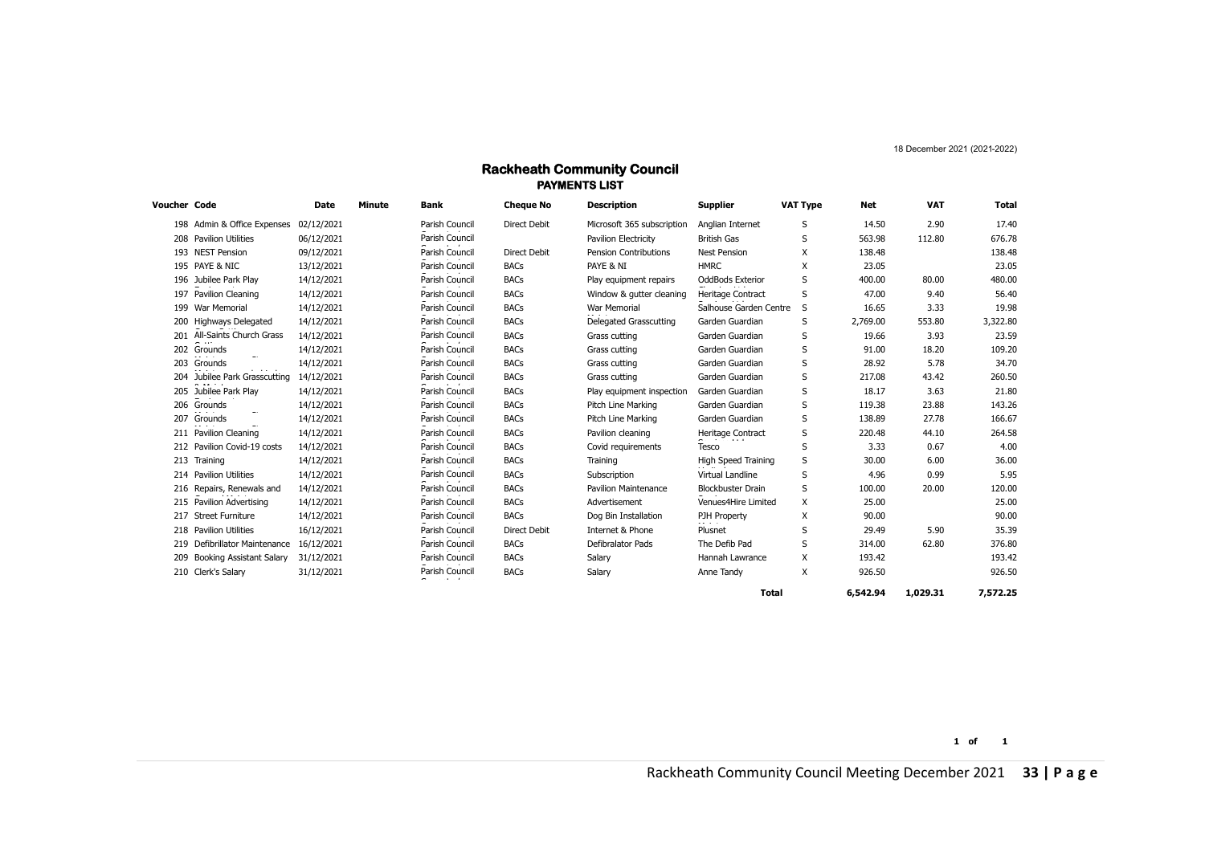18 December 2021 (2021-2022)

# Rackheath Community Council

## PAYMENTS LIST

| Voucher | Code | Date | Minute | Bank | Cheque No | Description | Supplier | VAT Type | Net | VAT | Total |
|---|---|---|---|---|---|---|---|---|---|---|---|
| 198 | Admin & Office Expenses | 02/12/2021 | | Parish Council | Direct Debit | Microsoft 365 subscription | Anglian Internet | S | 14.50 | 2.90 | 17.40 |
| 208 | Pavilion Utilities | 06/12/2021 | | Parish Council | | Pavilion Electricity | British Gas | S | 563.98 | 112.80 | 676.78 |
| 193 | NEST Pension | 09/12/2021 | | Parish Council | Direct Debit | Pension Contributions | Nest Pension | X | 138.48 | | 138.48 |
| 195 | PAYE & NIC | 13/12/2021 | | Parish Council | BACs | PAYE & NI | HMRC | X | 23.05 | | 23.05 |
| 196 | Jubilee Park Play | 14/12/2021 | | Parish Council | BACs | Play equipment repairs | OddBods Exterior | S | 400.00 | 80.00 | 480.00 |
| 197 | Pavilion Cleaning | 14/12/2021 | | Parish Council | BACs | Window & gutter cleaning | Heritage Contract | S | 47.00 | 9.40 | 56.40 |
| 199 | War Memorial | 14/12/2021 | | Parish Council | BACs | War Memorial | Salhouse Garden Centre | S | 16.65 | 3.33 | 19.98 |
| 200 | Highways Delegated | 14/12/2021 | | Parish Council | BACs | Delegated Grasscutting | Garden Guardian | S | 2,769.00 | 553.80 | 3,322.80 |
| 201 | All-Saints Church Grass | 14/12/2021 | | Parish Council | BACs | Grass cutting | Garden Guardian | S | 19.66 | 3.93 | 23.59 |
| 202 | Grounds | 14/12/2021 | | Parish Council | BACs | Grass cutting | Garden Guardian | S | 91.00 | 18.20 | 109.20 |
| 203 | Grounds | 14/12/2021 | | Parish Council | BACs | Grass cutting | Garden Guardian | S | 28.92 | 5.78 | 34.70 |
| 204 | Jubilee Park Grasscutting | 14/12/2021 | | Parish Council | BACs | Grass cutting | Garden Guardian | S | 217.08 | 43.42 | 260.50 |
| 205 | Jubilee Park Play | 14/12/2021 | | Parish Council | BACs | Play equipment inspection | Garden Guardian | S | 18.17 | 3.63 | 21.80 |
| 206 | Grounds | 14/12/2021 | | Parish Council | BACs | Pitch Line Marking | Garden Guardian | S | 119.38 | 23.88 | 143.26 |
| 207 | Grounds | 14/12/2021 | | Parish Council | BACs | Pitch Line Marking | Garden Guardian | S | 138.89 | 27.78 | 166.67 |
| 211 | Pavilion Cleaning | 14/12/2021 | | Parish Council | BACs | Pavilion cleaning | Heritage Contract | S | 220.48 | 44.10 | 264.58 |
| 212 | Pavilion Covid-19 costs | 14/12/2021 | | Parish Council | BACs | Covid requirements | Tesco | S | 3.33 | 0.67 | 4.00 |
| 213 | Training | 14/12/2021 | | Parish Council | BACs | Training | High Speed Training | S | 30.00 | 6.00 | 36.00 |
| 214 | Pavilion Utilities | 14/12/2021 | | Parish Council | BACs | Subscription | Virtual Landline | S | 4.96 | 0.99 | 5.95 |
| 216 | Repairs, Renewals and | 14/12/2021 | | Parish Council | BACs | Pavilion Maintenance | Blockbuster Drain | S | 100.00 | 20.00 | 120.00 |
| 215 | Pavilion Advertising | 14/12/2021 | | Parish Council | BACs | Advertisement | Venues4Hire Limited | X | 25.00 | | 25.00 |
| 217 | Street Furniture | 14/12/2021 | | Parish Council | BACs | Dog Bin Installation | PJH Property | X | 90.00 | | 90.00 |
| 218 | Pavilion Utilities | 16/12/2021 | | Parish Council | Direct Debit | Internet & Phone | Plusnet | S | 29.49 | 5.90 | 35.39 |
| 219 | Defibrillator Maintenance | 16/12/2021 | | Parish Council | BACs | Defibralator Pads | The Defib Pad | S | 314.00 | 62.80 | 376.80 |
| 209 | Booking Assistant Salary | 31/12/2021 | | Parish Council | BACs | Salary | Hannah Lawrance | X | 193.42 | | 193.42 |
| 210 | Clerk's Salary | 31/12/2021 | | Parish Council | BACs | Salary | Anne Tandy | X | 926.50 | | 926.50 |
| | | | | | | | **Total** | | **6,542.94** | **1,029.31** | **7,572.25** |